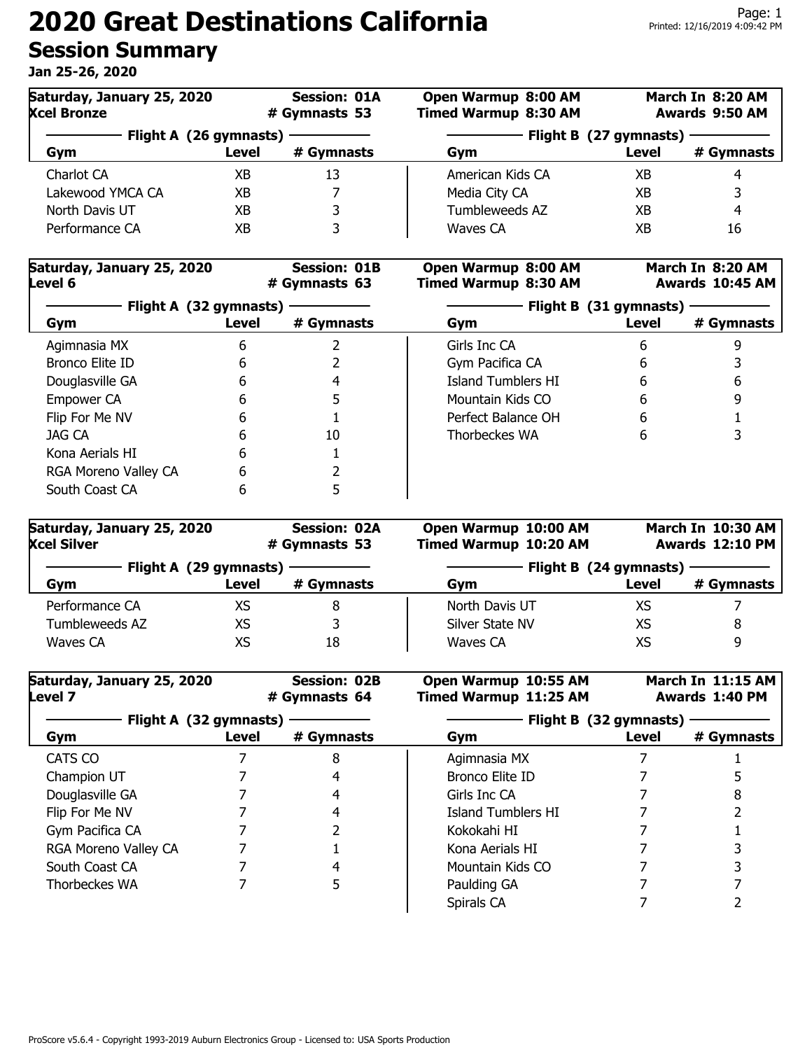# 2020 Great Destinations California

## Session Summary

**Jan 25-26, 2020**

| Saturday, January 25, 2020 | Session: 01A | Open Warmup 8:00 AM | March In 8:20 AM |
|---|---|---|---|
| Xcel Bronze | # Gymnasts 53 | Timed Warmup 8:30 AM | Awards 9:50 AM |

| Flight A (26 gymnasts) | | | Flight B (27 gymnasts) | | |
|---|---|---|---|---|---|
| **Gym** | **Level** | **# Gymnasts** | **Gym** | **Level** | **# Gymnasts** |
| Charlot CA | XB | 13 | American Kids CA | XB | 4 |
| Lakewood YMCA CA | XB | 7 | Media City CA | XB | 3 |
| North Davis UT | XB | 3 | Tumbleweeds AZ | XB | 4 |
| Performance CA | XB | 3 | Waves CA | XB | 16 |

| Saturday, January 25, 2020 | Session: 01B | Open Warmup 8:00 AM | March In 8:20 AM |
|---|---|---|---|
| Level 6 | # Gymnasts 63 | Timed Warmup 8:30 AM | Awards 10:45 AM |

| Flight A (32 gymnasts) | | | Flight B (31 gymnasts) | | |
|---|---|---|---|---|---|
| **Gym** | **Level** | **# Gymnasts** | **Gym** | **Level** | **# Gymnasts** |
| Agimnasia MX | 6 | 2 | Girls Inc CA | 6 | 9 |
| Bronco Elite ID | 6 | 2 | Gym Pacifica CA | 6 | 3 |
| Douglasville GA | 6 | 4 | Island Tumblers HI | 6 | 6 |
| Empower CA | 6 | 5 | Mountain Kids CO | 6 | 9 |
| Flip For Me NV | 6 | 1 | Perfect Balance OH | 6 | 1 |
| JAG CA | 6 | 10 | Thorbeckes WA | 6 | 3 |
| Kona Aerials HI | 6 | 1 | | | |
| RGA Moreno Valley CA | 6 | 2 | | | |
| South Coast CA | 6 | 5 | | | |

| Saturday, January 25, 2020 | Session: 02A | Open Warmup 10:00 AM | March In 10:30 AM |
|---|---|---|---|
| Xcel Silver | # Gymnasts 53 | Timed Warmup 10:20 AM | Awards 12:10 PM |

| Flight A (29 gymnasts) | | | Flight B (24 gymnasts) | | |
|---|---|---|---|---|---|
| **Gym** | **Level** | **# Gymnasts** | **Gym** | **Level** | **# Gymnasts** |
| Performance CA | XS | 8 | North Davis UT | XS | 7 |
| Tumbleweeds AZ | XS | 3 | Silver State NV | XS | 8 |
| Waves CA | XS | 18 | Waves CA | XS | 9 |

| Saturday, January 25, 2020 | Session: 02B | Open Warmup 10:55 AM | March In 11:15 AM |
|---|---|---|---|
| Level 7 | # Gymnasts 64 | Timed Warmup 11:25 AM | Awards 1:40 PM |

| Flight A (32 gymnasts) | | | Flight B (32 gymnasts) | | |
|---|---|---|---|---|---|
| **Gym** | **Level** | **# Gymnasts** | **Gym** | **Level** | **# Gymnasts** |
| CATS CO | 7 | 8 | Agimnasia MX | 7 | 1 |
| Champion UT | 7 | 4 | Bronco Elite ID | 7 | 5 |
| Douglasville GA | 7 | 4 | Girls Inc CA | 7 | 8 |
| Flip For Me NV | 7 | 4 | Island Tumblers HI | 7 | 2 |
| Gym Pacifica CA | 7 | 2 | Kokokahi HI | 7 | 1 |
| RGA Moreno Valley CA | 7 | 1 | Kona Aerials HI | 7 | 3 |
| South Coast CA | 7 | 4 | Mountain Kids CO | 7 | 3 |
| Thorbeckes WA | 7 | 5 | Paulding GA | 7 | 7 |
| | | | Spirals CA | 7 | 2 |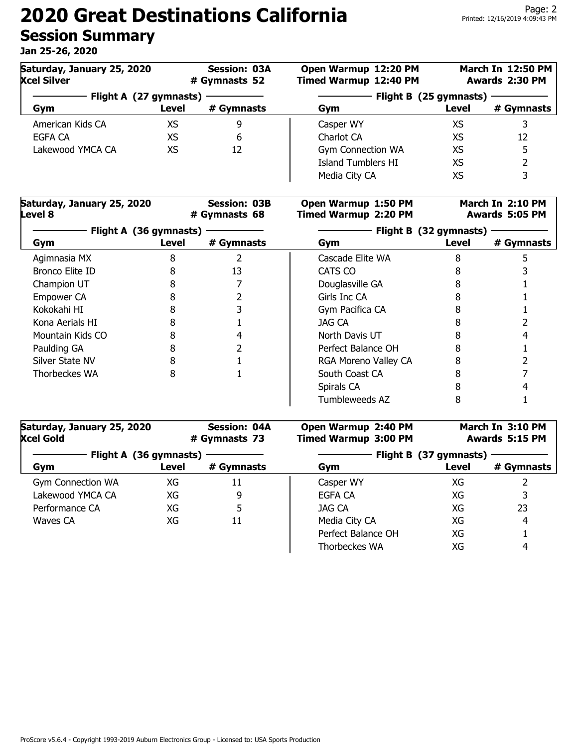# 2020 Great Destinations California

## Session Summary

**Jan 25-26, 2020**

**Saturday, January 25, 2020** — **Session: 03A** — **Open Warmup 12:20 PM** — **March In 12:50 PM**
**Xcel Silver** — **# Gymnasts 52** — **Timed Warmup 12:40 PM** — **Awards 2:30 PM**

| Flight A (27 gymnasts) | | | Flight B (25 gymnasts) | | |
|---|---|---|---|---|---|
| **Gym** | **Level** | **# Gymnasts** | **Gym** | **Level** | **# Gymnasts** |
| American Kids CA | XS | 9 | Casper WY | XS | 3 |
| EGFA CA | XS | 6 | Charlot CA | XS | 12 |
| Lakewood YMCA CA | XS | 12 | Gym Connection WA | XS | 5 |
| | | | Island Tumblers HI | XS | 2 |
| | | | Media City CA | XS | 3 |

**Saturday, January 25, 2020** — **Session: 03B** — **Open Warmup 1:50 PM** — **March In 2:10 PM**
**Level 8** — **# Gymnasts 68** — **Timed Warmup 2:20 PM** — **Awards 5:05 PM**

| Flight A (36 gymnasts) | | | Flight B (32 gymnasts) | | |
|---|---|---|---|---|---|
| **Gym** | **Level** | **# Gymnasts** | **Gym** | **Level** | **# Gymnasts** |
| Agimnasia MX | 8 | 2 | Cascade Elite WA | 8 | 5 |
| Bronco Elite ID | 8 | 13 | CATS CO | 8 | 3 |
| Champion UT | 8 | 7 | Douglasville GA | 8 | 1 |
| Empower CA | 8 | 2 | Girls Inc CA | 8 | 1 |
| Kokokahi HI | 8 | 3 | Gym Pacifica CA | 8 | 1 |
| Kona Aerials HI | 8 | 1 | JAG CA | 8 | 2 |
| Mountain Kids CO | 8 | 4 | North Davis UT | 8 | 4 |
| Paulding GA | 8 | 2 | Perfect Balance OH | 8 | 1 |
| Silver State NV | 8 | 1 | RGA Moreno Valley CA | 8 | 2 |
| Thorbeckes WA | 8 | 1 | South Coast CA | 8 | 7 |
| | | | Spirals CA | 8 | 4 |
| | | | Tumbleweeds AZ | 8 | 1 |

**Saturday, January 25, 2020** — **Session: 04A** — **Open Warmup 2:40 PM** — **March In 3:10 PM**
**Xcel Gold** — **# Gymnasts 73** — **Timed Warmup 3:00 PM** — **Awards 5:15 PM**

| Flight A (36 gymnasts) | | | Flight B (37 gymnasts) | | |
|---|---|---|---|---|---|
| **Gym** | **Level** | **# Gymnasts** | **Gym** | **Level** | **# Gymnasts** |
| Gym Connection WA | XG | 11 | Casper WY | XG | 2 |
| Lakewood YMCA CA | XG | 9 | EGFA CA | XG | 3 |
| Performance CA | XG | 5 | JAG CA | XG | 23 |
| Waves CA | XG | 11 | Media City CA | XG | 4 |
| | | | Perfect Balance OH | XG | 1 |
| | | | Thorbeckes WA | XG | 4 |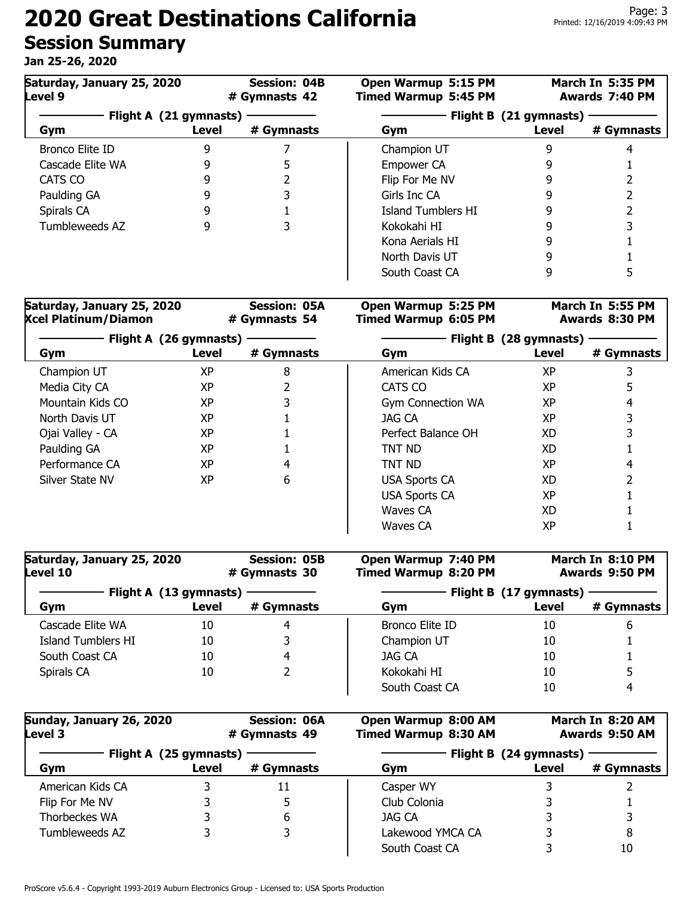# 2020 Great Destinations California

## Session Summary

**Jan 25-26, 2020**

**Saturday, January 25, 2020** | **Session: 04B** | **Open Warmup 5:15 PM** | **March In 5:35 PM**
**Level 9** | **# Gymnasts 42** | **Timed Warmup 5:45 PM** | **Awards 7:40 PM**

| Flight A (21 gymnasts) | | | Flight B (21 gymnasts) | | |
|---|---|---|---|---|---|
| Gym | Level | # Gymnasts | Gym | Level | # Gymnasts |
| Bronco Elite ID | 9 | 7 | Champion UT | 9 | 4 |
| Cascade Elite WA | 9 | 5 | Empower CA | 9 | 1 |
| CATS CO | 9 | 2 | Flip For Me NV | 9 | 2 |
| Paulding GA | 9 | 3 | Girls Inc CA | 9 | 2 |
| Spirals CA | 9 | 1 | Island Tumblers HI | 9 | 2 |
| Tumbleweeds AZ | 9 | 3 | Kokokahi HI | 9 | 3 |
| | | | Kona Aerials HI | 9 | 1 |
| | | | North Davis UT | 9 | 1 |
| | | | South Coast CA | 9 | 5 |

**Saturday, January 25, 2020** | **Session: 05A** | **Open Warmup 5:25 PM** | **March In 5:55 PM**
**Xcel Platinum/Diamon** | **# Gymnasts 54** | **Timed Warmup 6:05 PM** | **Awards 8:30 PM**

| Flight A (26 gymnasts) | | | Flight B (28 gymnasts) | | |
|---|---|---|---|---|---|
| Gym | Level | # Gymnasts | Gym | Level | # Gymnasts |
| Champion UT | XP | 8 | American Kids CA | XP | 3 |
| Media City CA | XP | 2 | CATS CO | XP | 5 |
| Mountain Kids CO | XP | 3 | Gym Connection WA | XP | 4 |
| North Davis UT | XP | 1 | JAG CA | XP | 3 |
| Ojai Valley - CA | XP | 1 | Perfect Balance OH | XD | 3 |
| Paulding GA | XP | 1 | TNT ND | XD | 1 |
| Performance CA | XP | 4 | TNT ND | XP | 4 |
| Silver State NV | XP | 6 | USA Sports CA | XD | 2 |
| | | | USA Sports CA | XP | 1 |
| | | | Waves CA | XD | 1 |
| | | | Waves CA | XP | 1 |

**Saturday, January 25, 2020** | **Session: 05B** | **Open Warmup 7:40 PM** | **March In 8:10 PM**
**Level 10** | **# Gymnasts 30** | **Timed Warmup 8:20 PM** | **Awards 9:50 PM**

| Flight A (13 gymnasts) | | | Flight B (17 gymnasts) | | |
|---|---|---|---|---|---|
| Gym | Level | # Gymnasts | Gym | Level | # Gymnasts |
| Cascade Elite WA | 10 | 4 | Bronco Elite ID | 10 | 6 |
| Island Tumblers HI | 10 | 3 | Champion UT | 10 | 1 |
| South Coast CA | 10 | 4 | JAG CA | 10 | 1 |
| Spirals CA | 10 | 2 | Kokokahi HI | 10 | 5 |
| | | | South Coast CA | 10 | 4 |

**Sunday, January 26, 2020** | **Session: 06A** | **Open Warmup 8:00 AM** | **March In 8:20 AM**
**Level 3** | **# Gymnasts 49** | **Timed Warmup 8:30 AM** | **Awards 9:50 AM**

| Flight A (25 gymnasts) | | | Flight B (24 gymnasts) | | |
|---|---|---|---|---|---|
| Gym | Level | # Gymnasts | Gym | Level | # Gymnasts |
| American Kids CA | 3 | 11 | Casper WY | 3 | 2 |
| Flip For Me NV | 3 | 5 | Club Colonia | 3 | 1 |
| Thorbeckes WA | 3 | 6 | JAG CA | 3 | 3 |
| Tumbleweeds AZ | 3 | 3 | Lakewood YMCA CA | 3 | 8 |
| | | | South Coast CA | 3 | 10 |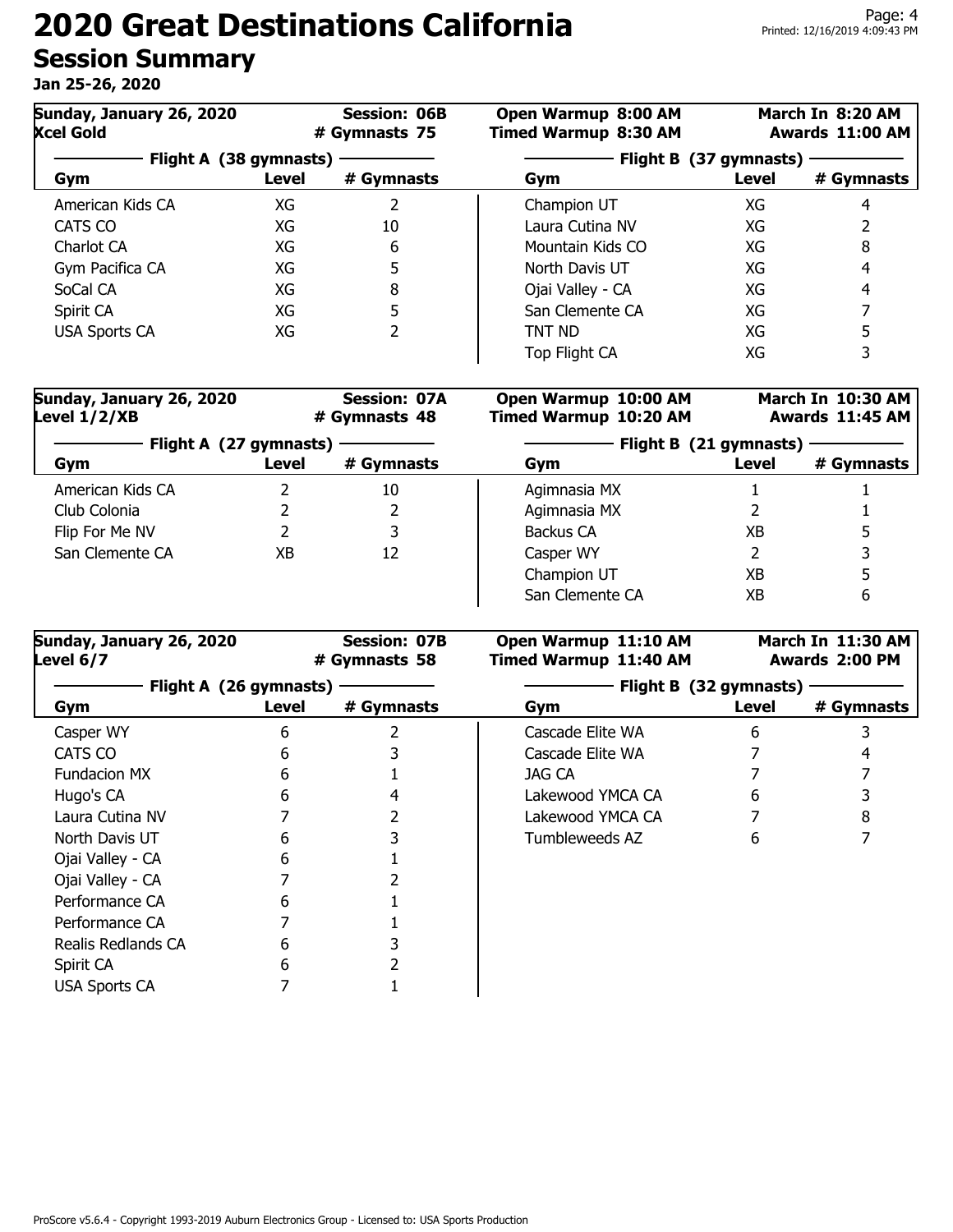# 2020 Great Destinations California

## Session Summary

**Jan 25-26, 2020**

### Sunday, January 26, 2020 — Xcel Gold

**Session: 06B** | **# Gymnasts 75** | **Open Warmup 8:00 AM** | **Timed Warmup 8:30 AM** | **March In 8:20 AM** | **Awards 11:00 AM**

| Flight A (38 gymnasts) | | | Flight B (37 gymnasts) | | |
|---|---|---|---|---|---|
| Gym | Level | # Gymnasts | Gym | Level | # Gymnasts |
| American Kids CA | XG | 2 | Champion UT | XG | 4 |
| CATS CO | XG | 10 | Laura Cutina NV | XG | 2 |
| Charlot CA | XG | 6 | Mountain Kids CO | XG | 8 |
| Gym Pacifica CA | XG | 5 | North Davis UT | XG | 4 |
| SoCal CA | XG | 8 | Ojai Valley - CA | XG | 4 |
| Spirit CA | XG | 5 | San Clemente CA | XG | 7 |
| USA Sports CA | XG | 2 | TNT ND | XG | 5 |
| | | | Top Flight CA | XG | 3 |

### Sunday, January 26, 2020 — Level 1/2/XB

**Session: 07A** | **# Gymnasts 48** | **Open Warmup 10:00 AM** | **Timed Warmup 10:20 AM** | **March In 10:30 AM** | **Awards 11:45 AM**

| Flight A (27 gymnasts) | | | Flight B (21 gymnasts) | | |
|---|---|---|---|---|---|
| Gym | Level | # Gymnasts | Gym | Level | # Gymnasts |
| American Kids CA | 2 | 10 | Agimnasia MX | 1 | 1 |
| Club Colonia | 2 | 2 | Agimnasia MX | 2 | 1 |
| Flip For Me NV | 2 | 3 | Backus CA | XB | 5 |
| San Clemente CA | XB | 12 | Casper WY | 2 | 3 |
| | | | Champion UT | XB | 5 |
| | | | San Clemente CA | XB | 6 |

### Sunday, January 26, 2020 — Level 6/7

**Session: 07B** | **# Gymnasts 58** | **Open Warmup 11:10 AM** | **Timed Warmup 11:40 AM** | **March In 11:30 AM** | **Awards 2:00 PM**

| Flight A (26 gymnasts) | | | Flight B (32 gymnasts) | | |
|---|---|---|---|---|---|
| Gym | Level | # Gymnasts | Gym | Level | # Gymnasts |
| Casper WY | 6 | 2 | Cascade Elite WA | 6 | 3 |
| CATS CO | 6 | 3 | Cascade Elite WA | 7 | 4 |
| Fundacion MX | 6 | 1 | JAG CA | 7 | 7 |
| Hugo's CA | 6 | 4 | Lakewood YMCA CA | 6 | 3 |
| Laura Cutina NV | 7 | 2 | Lakewood YMCA CA | 7 | 8 |
| North Davis UT | 6 | 3 | Tumbleweeds AZ | 6 | 7 |
| Ojai Valley - CA | 6 | 1 | | | |
| Ojai Valley - CA | 7 | 2 | | | |
| Performance CA | 6 | 1 | | | |
| Performance CA | 7 | 1 | | | |
| Realis Redlands CA | 6 | 3 | | | |
| Spirit CA | 6 | 2 | | | |
| USA Sports CA | 7 | 1 | | | |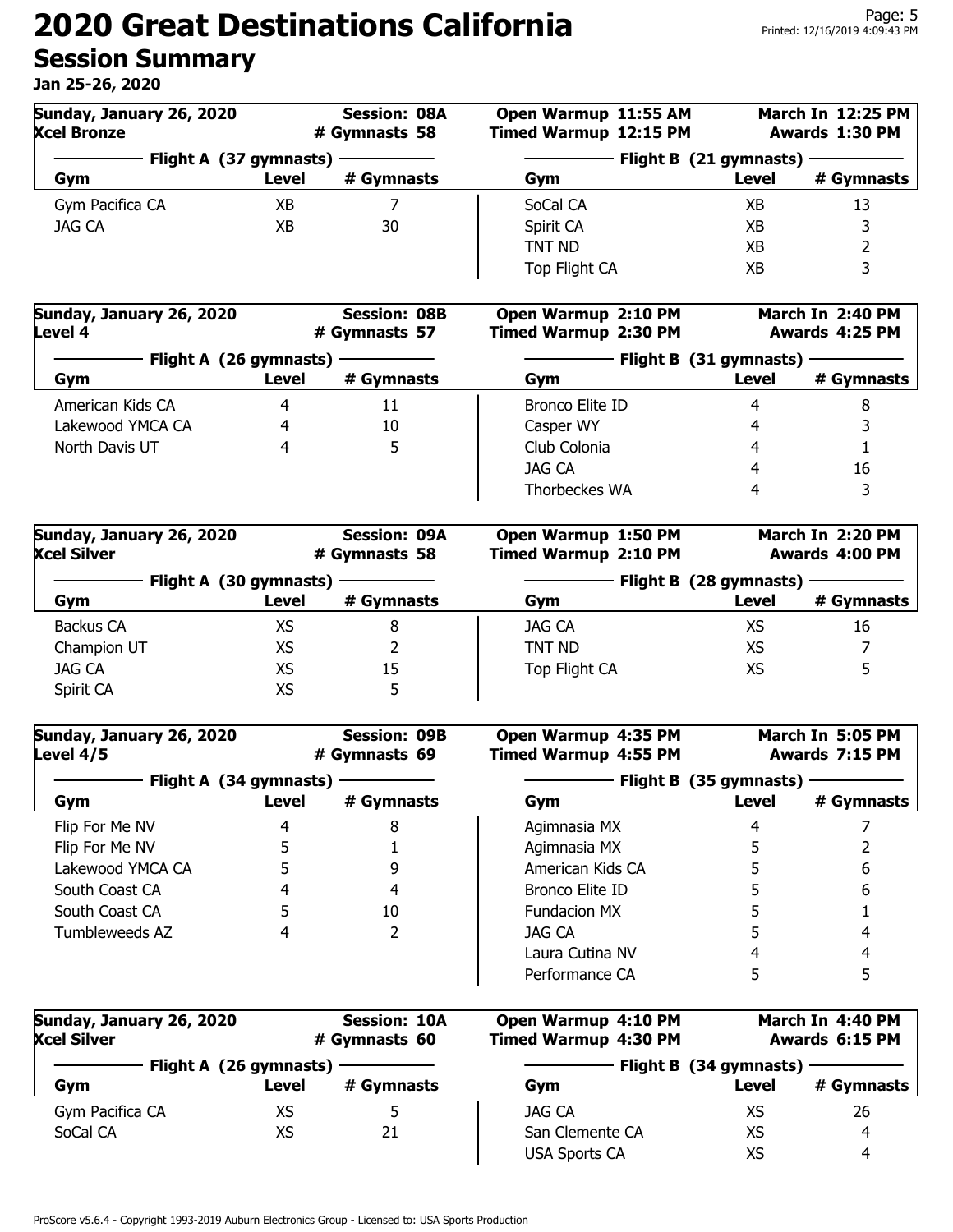# 2020 Great Destinations California

## Session Summary

**Jan 25-26, 2020**

**Sunday, January 26, 2020** — **Session: 08A** — **Open Warmup 11:55 AM** — **March In 12:25 PM**
**Xcel Bronze** — **# Gymnasts 58** — **Timed Warmup 12:15 PM** — **Awards 1:30 PM**

| Flight A (37 gymnasts) | | | Flight B (21 gymnasts) | | |
|---|---|---|---|---|---|
| Gym | Level | # Gymnasts | Gym | Level | # Gymnasts |
| Gym Pacifica CA | XB | 7 | SoCal CA | XB | 13 |
| JAG CA | XB | 30 | Spirit CA | XB | 3 |
| | | | TNT ND | XB | 2 |
| | | | Top Flight CA | XB | 3 |

**Sunday, January 26, 2020** — **Session: 08B** — **Open Warmup 2:10 PM** — **March In 2:40 PM**
**Level 4** — **# Gymnasts 57** — **Timed Warmup 2:30 PM** — **Awards 4:25 PM**

| Flight A (26 gymnasts) | | | Flight B (31 gymnasts) | | |
|---|---|---|---|---|---|
| Gym | Level | # Gymnasts | Gym | Level | # Gymnasts |
| American Kids CA | 4 | 11 | Bronco Elite ID | 4 | 8 |
| Lakewood YMCA CA | 4 | 10 | Casper WY | 4 | 3 |
| North Davis UT | 4 | 5 | Club Colonia | 4 | 1 |
| | | | JAG CA | 4 | 16 |
| | | | Thorbeckes WA | 4 | 3 |

**Sunday, January 26, 2020** — **Session: 09A** — **Open Warmup 1:50 PM** — **March In 2:20 PM**
**Xcel Silver** — **# Gymnasts 58** — **Timed Warmup 2:10 PM** — **Awards 4:00 PM**

| Flight A (30 gymnasts) | | | Flight B (28 gymnasts) | | |
|---|---|---|---|---|---|
| Gym | Level | # Gymnasts | Gym | Level | # Gymnasts |
| Backus CA | XS | 8 | JAG CA | XS | 16 |
| Champion UT | XS | 2 | TNT ND | XS | 7 |
| JAG CA | XS | 15 | Top Flight CA | XS | 5 |
| Spirit CA | XS | 5 | | | |

**Sunday, January 26, 2020** — **Session: 09B** — **Open Warmup 4:35 PM** — **March In 5:05 PM**
**Level 4/5** — **# Gymnasts 69** — **Timed Warmup 4:55 PM** — **Awards 7:15 PM**

| Flight A (34 gymnasts) | | | Flight B (35 gymnasts) | | |
|---|---|---|---|---|---|
| Gym | Level | # Gymnasts | Gym | Level | # Gymnasts |
| Flip For Me NV | 4 | 8 | Agimnasia MX | 4 | 7 |
| Flip For Me NV | 5 | 1 | Agimnasia MX | 5 | 2 |
| Lakewood YMCA CA | 5 | 9 | American Kids CA | 5 | 6 |
| South Coast CA | 4 | 4 | Bronco Elite ID | 5 | 6 |
| South Coast CA | 5 | 10 | Fundacion MX | 5 | 1 |
| Tumbleweeds AZ | 4 | 2 | JAG CA | 5 | 4 |
| | | | Laura Cutina NV | 4 | 4 |
| | | | Performance CA | 5 | 5 |

**Sunday, January 26, 2020** — **Session: 10A** — **Open Warmup 4:10 PM** — **March In 4:40 PM**
**Xcel Silver** — **# Gymnasts 60** — **Timed Warmup 4:30 PM** — **Awards 6:15 PM**

| Flight A (26 gymnasts) | | | Flight B (34 gymnasts) | | |
|---|---|---|---|---|---|
| Gym | Level | # Gymnasts | Gym | Level | # Gymnasts |
| Gym Pacifica CA | XS | 5 | JAG CA | XS | 26 |
| SoCal CA | XS | 21 | San Clemente CA | XS | 4 |
| | | | USA Sports CA | XS | 4 |

ProScore v5.6.4 - Copyright 1993-2019 Auburn Electronics Group - Licensed to: USA Sports Production